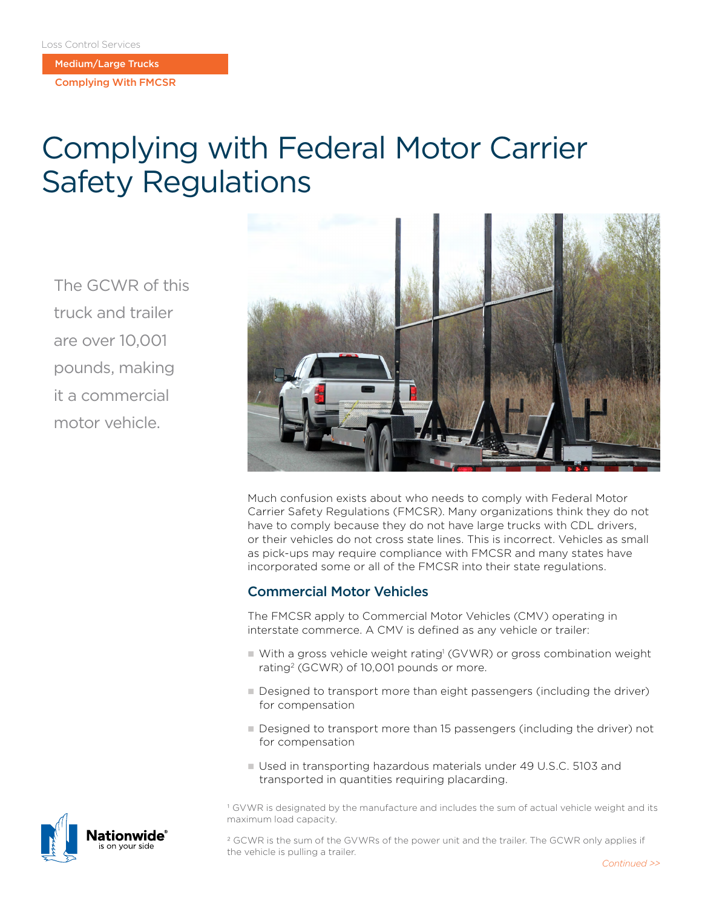Loss Control Services

**Medium/Large Trucks**

**Complying With FMCSR**

# Complying with Federal Motor Carrier Safety Regulations

The GCWR of this truck and trailer are over 10,001 pounds, making it a commercial motor vehicle.

Much confusion exists about who needs to comply with Federal Motor Carrier Safety Regulations (FMCSR). Many organizations think they do not have to comply because they do not have large trucks with CDL drivers, or their vehicles do not cross state lines. This is incorrect. Vehicles as small as pick-ups may require compliance with FMCSR and many states have incorporated some or all of the FMCSR into their state regulations.

## Commercial Motor Vehicles

The FMCSR apply to Commercial Motor Vehicles (CMV) operating in interstate commerce. A CMV is defined as any vehicle or trailer:

- With a gross vehicle weight rating[1] (GVWR) or gross combination weight rating[2] (GCWR) of 10,001 pounds or more.
- Designed to transport more than eight passengers (including the driver) for compensation
- Designed to transport more than 15 passengers (including the driver) not for compensation
- Used in transporting hazardous materials under 49 U.S.C. 5103 and transported in quantities requiring placarding.

[1] GVWR is designated by the manufacture and includes the sum of actual vehicle weight and its maximum load capacity.

[2] GCWR is the sum of the GVWRs of the power unit and the trailer. The GCWR only applies if the vehicle is pulling a trailer.

*Continued >>*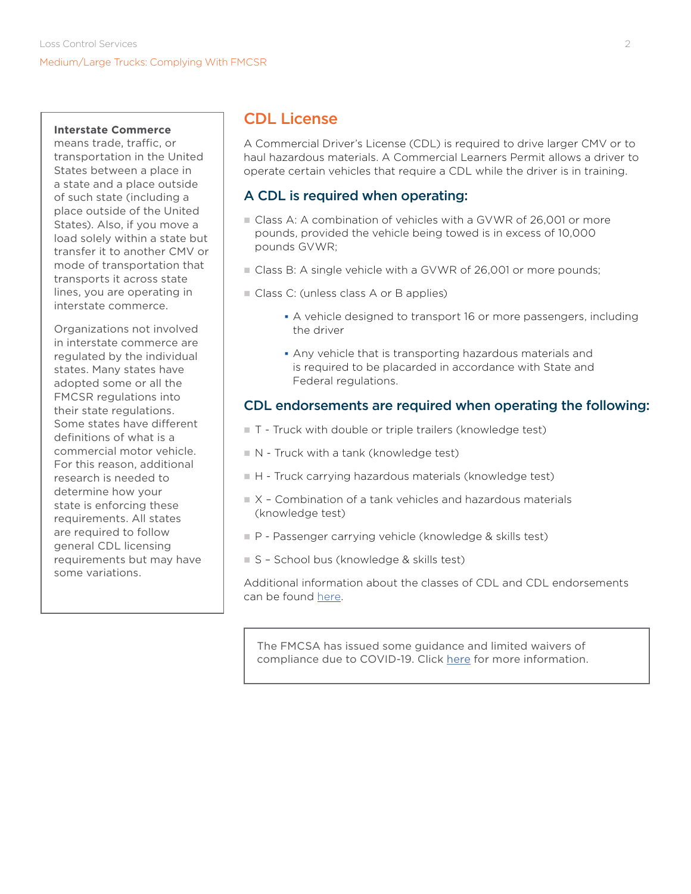**Interstate Commerce** means trade, traffic, or transportation in the United States between a place in a state and a place outside of such state (including a place outside of the United States). Also, if you move a load solely within a state but transfer it to another CMV or mode of transportation that transports it across state lines, you are operating in interstate commerce.

Organizations not involved in interstate commerce are regulated by the individual states. Many states have adopted some or all the FMCSR regulations into their state regulations. Some states have different definitions of what is a commercial motor vehicle. For this reason, additional research is needed to determine how your state is enforcing these requirements. All states are required to follow general CDL licensing requirements but may have some variations.

## CDL License

A Commercial Driver's License (CDL) is required to drive larger CMV or to haul hazardous materials. A Commercial Learners Permit allows a driver to operate certain vehicles that require a CDL while the driver is in training.

### A CDL is required when operating:

- Class A: A combination of vehicles with a GVWR of 26,001 or more pounds, provided the vehicle being towed is in excess of 10,000 pounds GVWR;
- Class B: A single vehicle with a GVWR of 26,001 or more pounds;
- Class C: (unless class A or B applies)
    - A vehicle designed to transport 16 or more passengers, including the driver
    - Any vehicle that is transporting hazardous materials and is required to be placarded in accordance with State and Federal regulations.

### CDL endorsements are required when operating the following:

- T - Truck with double or triple trailers (knowledge test)
- N - Truck with a tank (knowledge test)
- H - Truck carrying hazardous materials (knowledge test)
- X – Combination of a tank vehicles and hazardous materials (knowledge test)
- P - Passenger carrying vehicle (knowledge & skills test)
- S – School bus (knowledge & skills test)

Additional information about the classes of CDL and CDL endorsements can be found here.

The FMCSA has issued some guidance and limited waivers of compliance due to COVID-19. Click here for more information.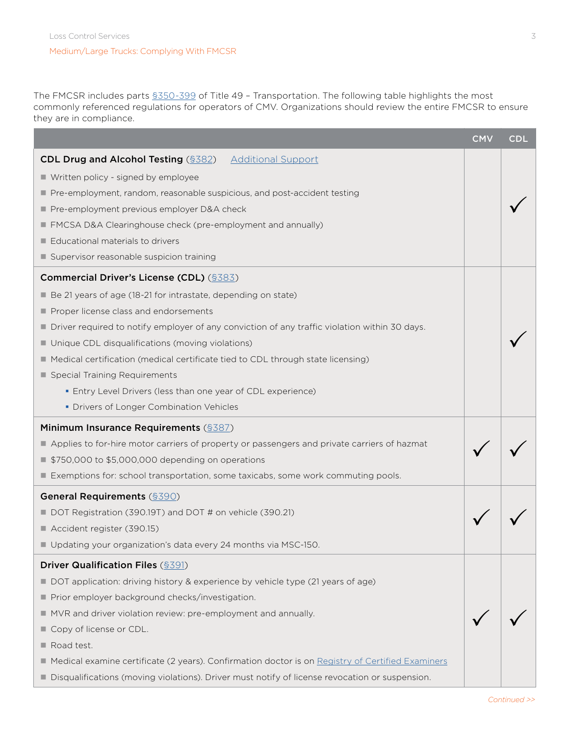The FMCSR includes parts §350-399 of Title 49 – Transportation. The following table highlights the most commonly referenced regulations for operators of CMV. Organizations should review the entire FMCSR to ensure they are in compliance.

| | CMV | CDL |
|---|---|---|
| **CDL Drug and Alcohol Testing** (§382) Additional Support<br>■ Written policy - signed by employee<br>■ Pre-employment, random, reasonable suspicious, and post-accident testing<br>■ Pre-employment previous employer D&A check<br>■ FMCSA D&A Clearinghouse check (pre-employment and annually)<br>■ Educational materials to drivers<br>■ Supervisor reasonable suspicion training | | ✓ |
| **Commercial Driver's License (CDL)** (§383)<br>■ Be 21 years of age (18-21 for intrastate, depending on state)<br>■ Proper license class and endorsements<br>■ Driver required to notify employer of any conviction of any traffic violation within 30 days.<br>■ Unique CDL disqualifications (moving violations)<br>■ Medical certification (medical certificate tied to CDL through state licensing)<br>■ Special Training Requirements<br>▪ Entry Level Drivers (less than one year of CDL experience)<br>▪ Drivers of Longer Combination Vehicles | | ✓ |
| **Minimum Insurance Requirements** (§387)<br>■ Applies to for-hire motor carriers of property or passengers and private carriers of hazmat<br>■ $750,000 to $5,000,000 depending on operations<br>■ Exemptions for: school transportation, some taxicabs, some work commuting pools. | ✓ | ✓ |
| **General Requirements** (§390)<br>■ DOT Registration (390.19T) and DOT # on vehicle (390.21)<br>■ Accident register (390.15)<br>■ Updating your organization's data every 24 months via MSC-150. | ✓ | ✓ |
| **Driver Qualification Files** (§391)<br>■ DOT application: driving history & experience by vehicle type (21 years of age)<br>■ Prior employer background checks/investigation.<br>■ MVR and driver violation review: pre-employment and annually.<br>■ Copy of license or CDL.<br>■ Road test.<br>■ Medical examine certificate (2 years). Confirmation doctor is on Registry of Certified Examiners<br>■ Disqualifications (moving violations). Driver must notify of license revocation or suspension. | ✓ | ✓ |

*Continued >>*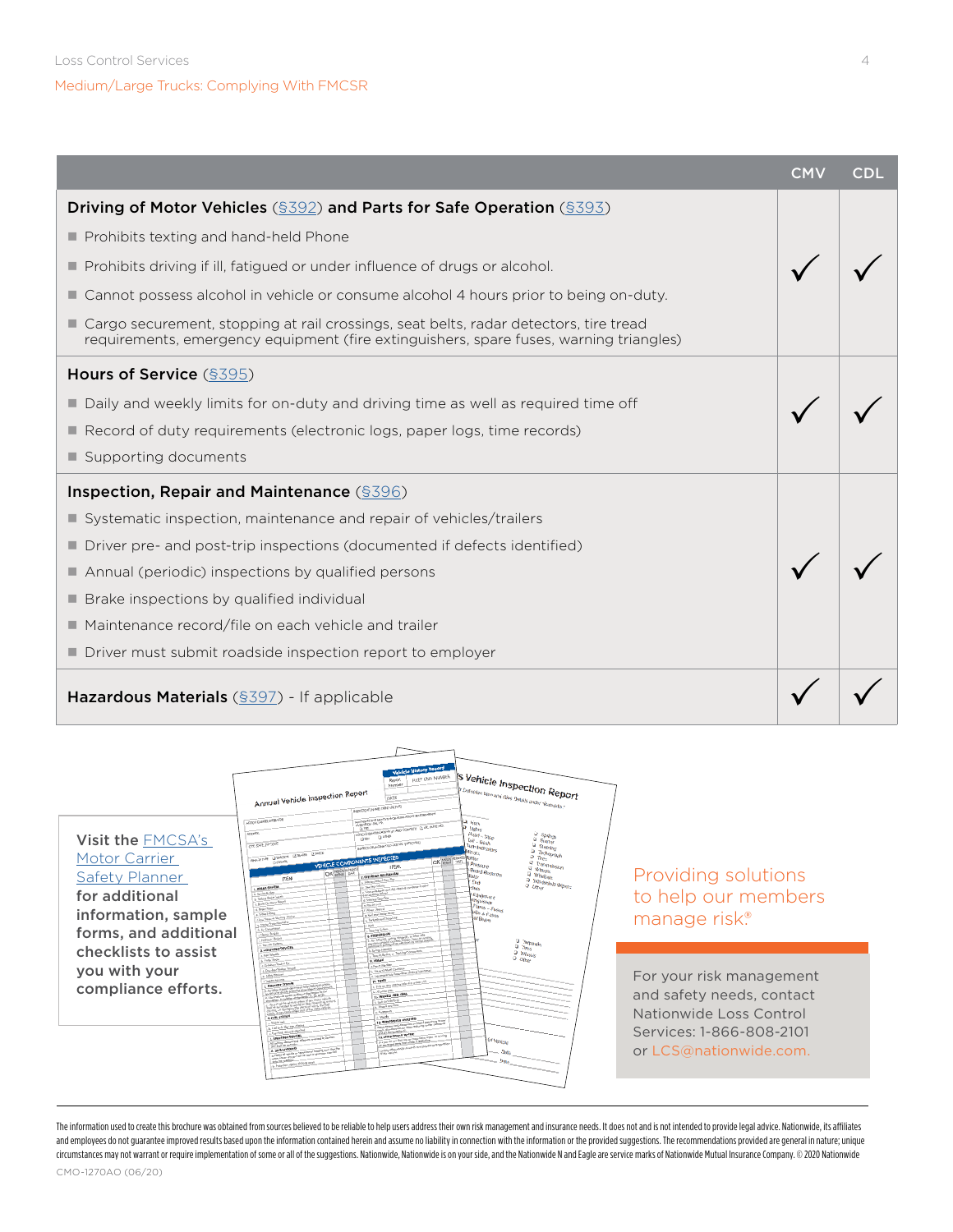| | CMV | CDL |
|---|---|---|
| **Driving of Motor Vehicles** (§392) **and Parts for Safe Operation** (§393)<br>■ Prohibits texting and hand-held Phone<br>■ Prohibits driving if ill, fatigued or under influence of drugs or alcohol.<br>■ Cannot possess alcohol in vehicle or consume alcohol 4 hours prior to being on-duty.<br>■ Cargo securement, stopping at rail crossings, seat belts, radar detectors, tire tread requirements, emergency equipment (fire extinguishers, spare fuses, warning triangles) | ✓ | ✓ |
| **Hours of Service** (§395)<br>■ Daily and weekly limits for on-duty and driving time as well as required time off<br>■ Record of duty requirements (electronic logs, paper logs, time records)<br>■ Supporting documents | ✓ | ✓ |
| **Inspection, Repair and Maintenance** (§396)<br>■ Systematic inspection, maintenance and repair of vehicles/trailers<br>■ Driver pre- and post-trip inspections (documented if defects identified)<br>■ Annual (periodic) inspections by qualified persons<br>■ Brake inspections by qualified individual<br>■ Maintenance record/file on each vehicle and trailer<br>■ Driver must submit roadside inspection report to employer | ✓ | ✓ |
| **Hazardous Materials** (§397) - If applicable | ✓ | ✓ |

**Visit the FMCSA's Motor Carrier Safety Planner for additional information, sample forms, and additional checklists to assist you with your compliance efforts.**

Providing solutions to help our members manage risk.®

For your risk management and safety needs, contact Nationwide Loss Control Services: 1-866-808-2101 or LCS@nationwide.com.

The information used to create this brochure was obtained from sources believed to be reliable to help users address their own risk management and insurance needs. It does not and is not intended to provide legal advice. Nationwide, its affiliates and employees do not guarantee improved results based upon the information contained herein and assume no liability in connection with the information or the provided suggestions. The recommendations provided are general in nature; unique circumstances may not warrant or require implementation of some or all of the suggestions. Nationwide, Nationwide is on your side, and the Nationwide N and Eagle are service marks of Nationwide Mutual Insurance Company. © 2020 Nationwide

CMO-1270AO (06/20)